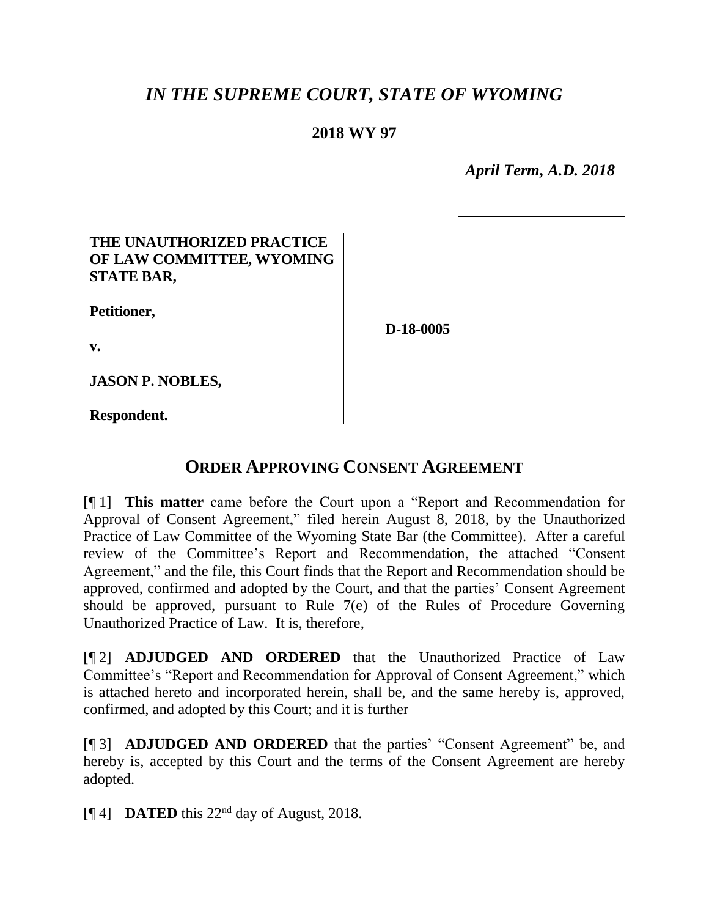# *IN THE SUPREME COURT, STATE OF WYOMING*

**2018 WY 97**

*April Term, A.D. 2018*

| | |
|---|---|
| **THE UNAUTHORIZED PRACTICE OF LAW COMMITTEE, WYOMING STATE BAR,**<br><br>**Petitioner,**<br><br>**v.**<br><br>**JASON P. NOBLES,**<br><br>**Respondent.** | **D-18-0005** |

## ORDER APPROVING CONSENT AGREEMENT

[¶ 1] **This matter** came before the Court upon a "Report and Recommendation for Approval of Consent Agreement," filed herein August 8, 2018, by the Unauthorized Practice of Law Committee of the Wyoming State Bar (the Committee). After a careful review of the Committee's Report and Recommendation, the attached "Consent Agreement," and the file, this Court finds that the Report and Recommendation should be approved, confirmed and adopted by the Court, and that the parties' Consent Agreement should be approved, pursuant to Rule 7(e) of the Rules of Procedure Governing Unauthorized Practice of Law. It is, therefore,

[¶ 2] **ADJUDGED AND ORDERED** that the Unauthorized Practice of Law Committee's "Report and Recommendation for Approval of Consent Agreement," which is attached hereto and incorporated herein, shall be, and the same hereby is, approved, confirmed, and adopted by this Court; and it is further

[¶ 3] **ADJUDGED AND ORDERED** that the parties' "Consent Agreement" be, and hereby is, accepted by this Court and the terms of the Consent Agreement are hereby adopted.

[¶ 4] **DATED** this 22nd day of August, 2018.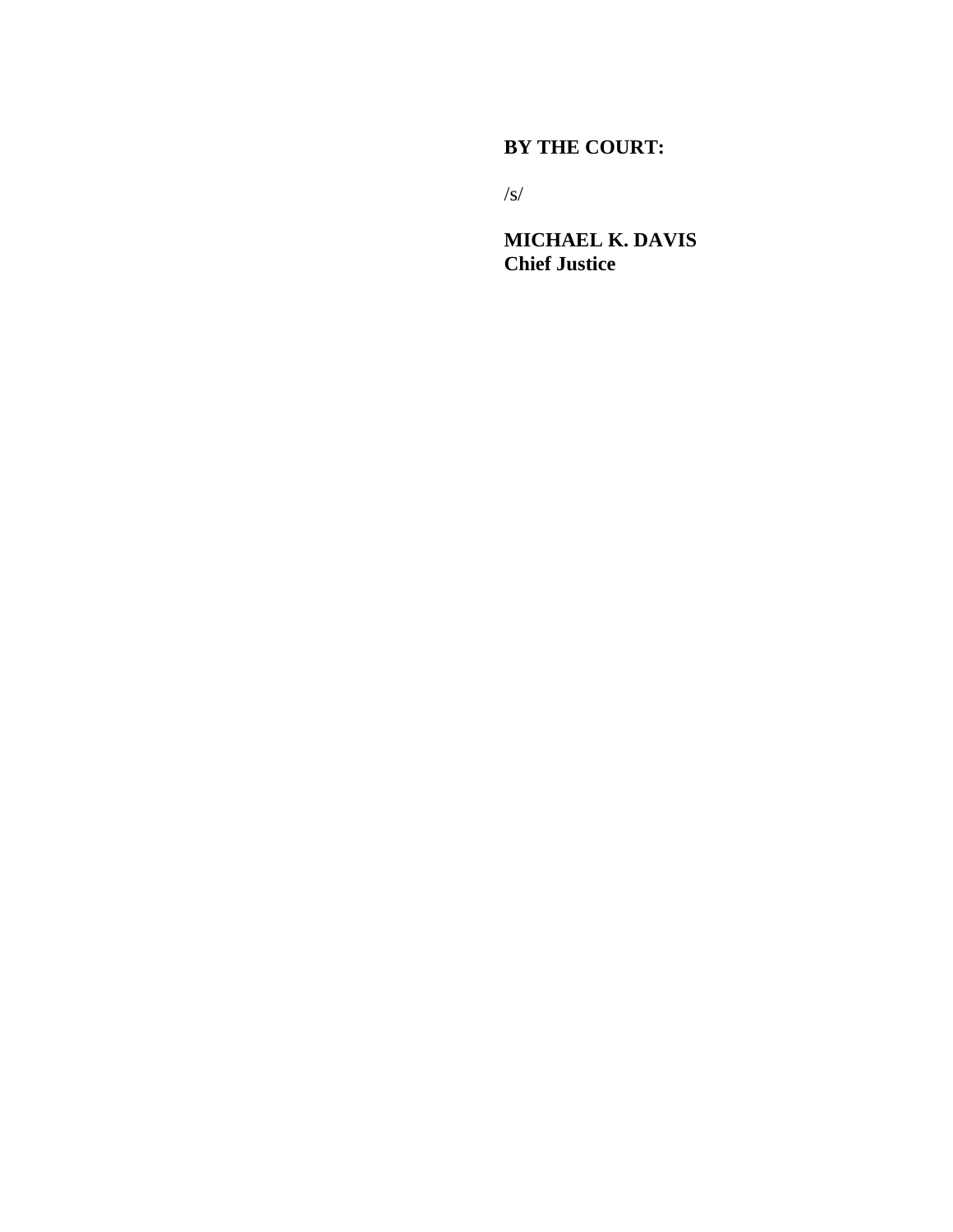**BY THE COURT:**

/s/

**MICHAEL K. DAVIS**
**Chief Justice**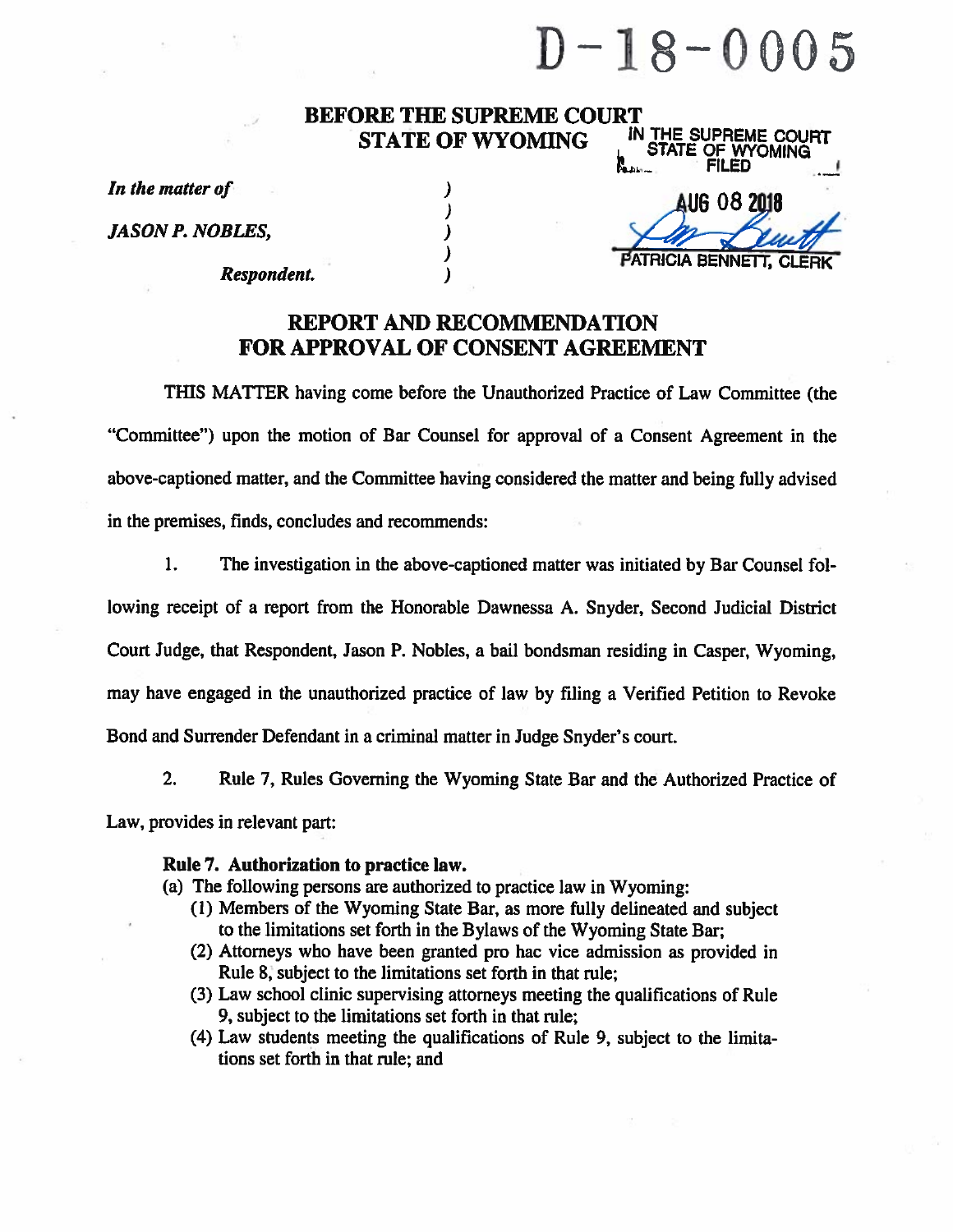# D-18-0005

**BEFORE THE SUPREME COURT**
**STATE OF WYOMING**

IN THE SUPREME COURT
STATE OF WYOMING
FILED

AUG 08 2018

PATRICIA BENNETT, CLERK

*In the matter of* )
 )
*JASON P. NOBLES,* )
 )
*Respondent.* )

## REPORT AND RECOMMENDATION FOR APPROVAL OF CONSENT AGREEMENT

THIS MATTER having come before the Unauthorized Practice of Law Committee (the "Committee") upon the motion of Bar Counsel for approval of a Consent Agreement in the above-captioned matter, and the Committee having considered the matter and being fully advised in the premises, finds, concludes and recommends:

1. The investigation in the above-captioned matter was initiated by Bar Counsel following receipt of a report from the Honorable Dawnessa A. Snyder, Second Judicial District Court Judge, that Respondent, Jason P. Nobles, a bail bondsman residing in Casper, Wyoming, may have engaged in the unauthorized practice of law by filing a Verified Petition to Revoke Bond and Surrender Defendant in a criminal matter in Judge Snyder's court.

2. Rule 7, Rules Governing the Wyoming State Bar and the Authorized Practice of Law, provides in relevant part:

**Rule 7. Authorization to practice law.**
(a) The following persons are authorized to practice law in Wyoming:
 (1) Members of the Wyoming State Bar, as more fully delineated and subject to the limitations set forth in the Bylaws of the Wyoming State Bar;
 (2) Attorneys who have been granted pro hac vice admission as provided in Rule 8, subject to the limitations set forth in that rule;
 (3) Law school clinic supervising attorneys meeting the qualifications of Rule 9, subject to the limitations set forth in that rule;
 (4) Law students meeting the qualifications of Rule 9, subject to the limitations set forth in that rule; and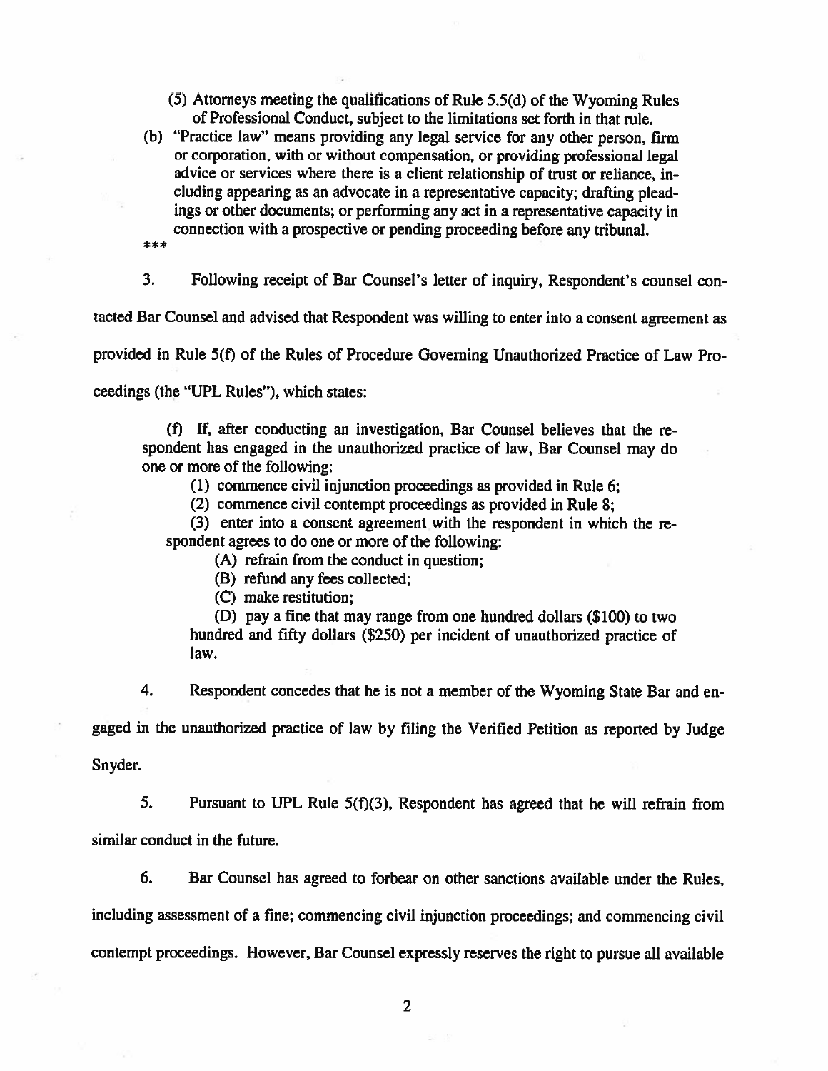(5) Attorneys meeting the qualifications of Rule 5.5(d) of the Wyoming Rules of Professional Conduct, subject to the limitations set forth in that rule.

(b) "Practice law" means providing any legal service for any other person, firm or corporation, with or without compensation, or providing professional legal advice or services where there is a client relationship of trust or reliance, including appearing as an advocate in a representative capacity; drafting pleadings or other documents; or performing any act in a representative capacity in connection with a prospective or pending proceeding before any tribunal.

***

3. Following receipt of Bar Counsel's letter of inquiry, Respondent's counsel contacted Bar Counsel and advised that Respondent was willing to enter into a consent agreement as provided in Rule 5(f) of the Rules of Procedure Governing Unauthorized Practice of Law Proceedings (the "UPL Rules"), which states:

> (f) If, after conducting an investigation, Bar Counsel believes that the respondent has engaged in the unauthorized practice of law, Bar Counsel may do one or more of the following:
>
> (1) commence civil injunction proceedings as provided in Rule 6;
>
> (2) commence civil contempt proceedings as provided in Rule 8;
>
> (3) enter into a consent agreement with the respondent in which the respondent agrees to do one or more of the following:
>
> (A) refrain from the conduct in question;
>
> (B) refund any fees collected;
>
> (C) make restitution;
>
> (D) pay a fine that may range from one hundred dollars ($100) to two hundred and fifty dollars ($250) per incident of unauthorized practice of law.

4. Respondent concedes that he is not a member of the Wyoming State Bar and engaged in the unauthorized practice of law by filing the Verified Petition as reported by Judge Snyder.

5. Pursuant to UPL Rule 5(f)(3), Respondent has agreed that he will refrain from similar conduct in the future.

6. Bar Counsel has agreed to forbear on other sanctions available under the Rules, including assessment of a fine; commencing civil injunction proceedings; and commencing civil contempt proceedings. However, Bar Counsel expressly reserves the right to pursue all available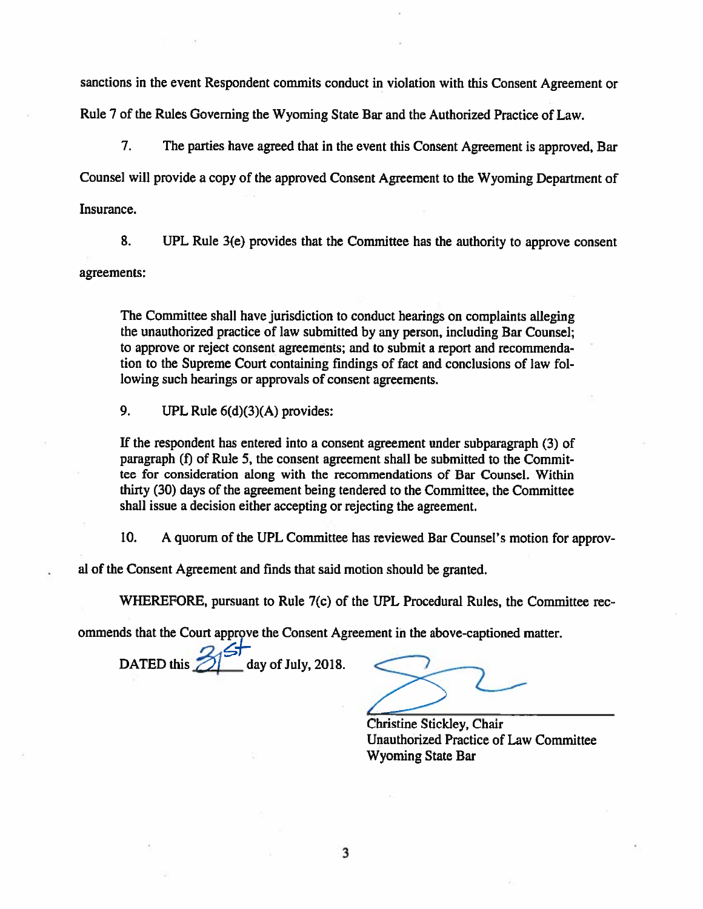sanctions in the event Respondent commits conduct in violation with this Consent Agreement or Rule 7 of the Rules Governing the Wyoming State Bar and the Authorized Practice of Law.

7. The parties have agreed that in the event this Consent Agreement is approved, Bar Counsel will provide a copy of the approved Consent Agreement to the Wyoming Department of Insurance.

8. UPL Rule 3(e) provides that the Committee has the authority to approve consent agreements:

> The Committee shall have jurisdiction to conduct hearings on complaints alleging the unauthorized practice of law submitted by any person, including Bar Counsel; to approve or reject consent agreements; and to submit a report and recommendation to the Supreme Court containing findings of fact and conclusions of law following such hearings or approvals of consent agreements.

9. UPL Rule 6(d)(3)(A) provides:

> If the respondent has entered into a consent agreement under subparagraph (3) of paragraph (f) of Rule 5, the consent agreement shall be submitted to the Committee for consideration along with the recommendations of Bar Counsel. Within thirty (30) days of the agreement being tendered to the Committee, the Committee shall issue a decision either accepting or rejecting the agreement.

10. A quorum of the UPL Committee has reviewed Bar Counsel's motion for approval of the Consent Agreement and finds that said motion should be granted.

WHEREFORE, pursuant to Rule 7(c) of the UPL Procedural Rules, the Committee recommends that the Court approve the Consent Agreement in the above-captioned matter.

DATED this 31st day of July, 2018.

Christine Stickley, Chair
Unauthorized Practice of Law Committee
Wyoming State Bar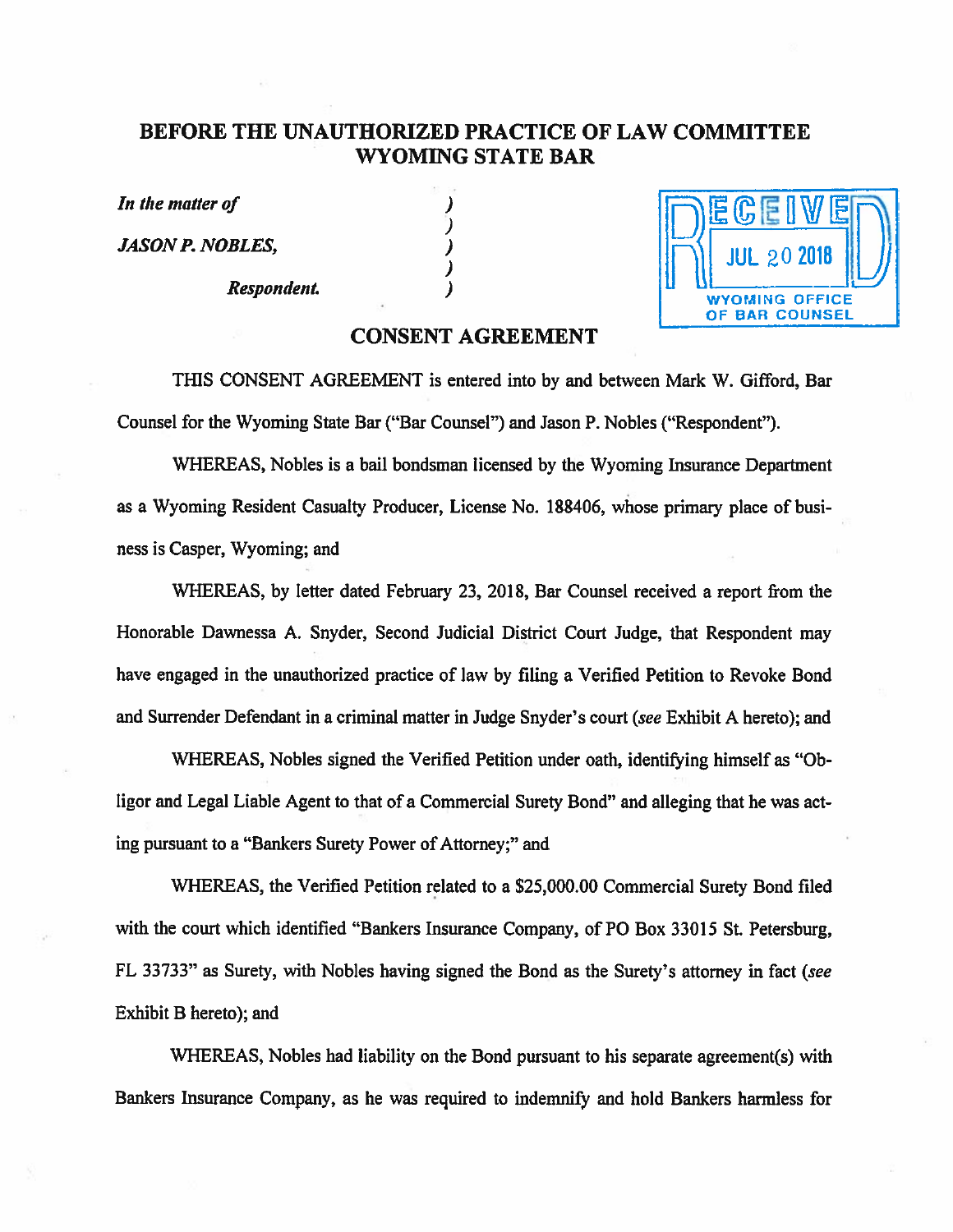# BEFORE THE UNAUTHORIZED PRACTICE OF LAW COMMITTEE
# WYOMING STATE BAR

*In the matter of*

*JASON P. NOBLES,*

*Respondent.*

RECEIVED
JUL 20 2018
WYOMING OFFICE OF BAR COUNSEL

## CONSENT AGREEMENT

THIS CONSENT AGREEMENT is entered into by and between Mark W. Gifford, Bar Counsel for the Wyoming State Bar ("Bar Counsel") and Jason P. Nobles ("Respondent").

WHEREAS, Nobles is a bail bondsman licensed by the Wyoming Insurance Department as a Wyoming Resident Casualty Producer, License No. 188406, whose primary place of business is Casper, Wyoming; and

WHEREAS, by letter dated February 23, 2018, Bar Counsel received a report from the Honorable Dawnessa A. Snyder, Second Judicial District Court Judge, that Respondent may have engaged in the unauthorized practice of law by filing a Verified Petition to Revoke Bond and Surrender Defendant in a criminal matter in Judge Snyder's court (*see* Exhibit A hereto); and

WHEREAS, Nobles signed the Verified Petition under oath, identifying himself as "Obligor and Legal Liable Agent to that of a Commercial Surety Bond" and alleging that he was acting pursuant to a "Bankers Surety Power of Attorney;" and

WHEREAS, the Verified Petition related to a $25,000.00 Commercial Surety Bond filed with the court which identified "Bankers Insurance Company, of PO Box 33015 St. Petersburg, FL 33733" as Surety, with Nobles having signed the Bond as the Surety's attorney in fact (*see* Exhibit B hereto); and

WHEREAS, Nobles had liability on the Bond pursuant to his separate agreement(s) with Bankers Insurance Company, as he was required to indemnify and hold Bankers harmless for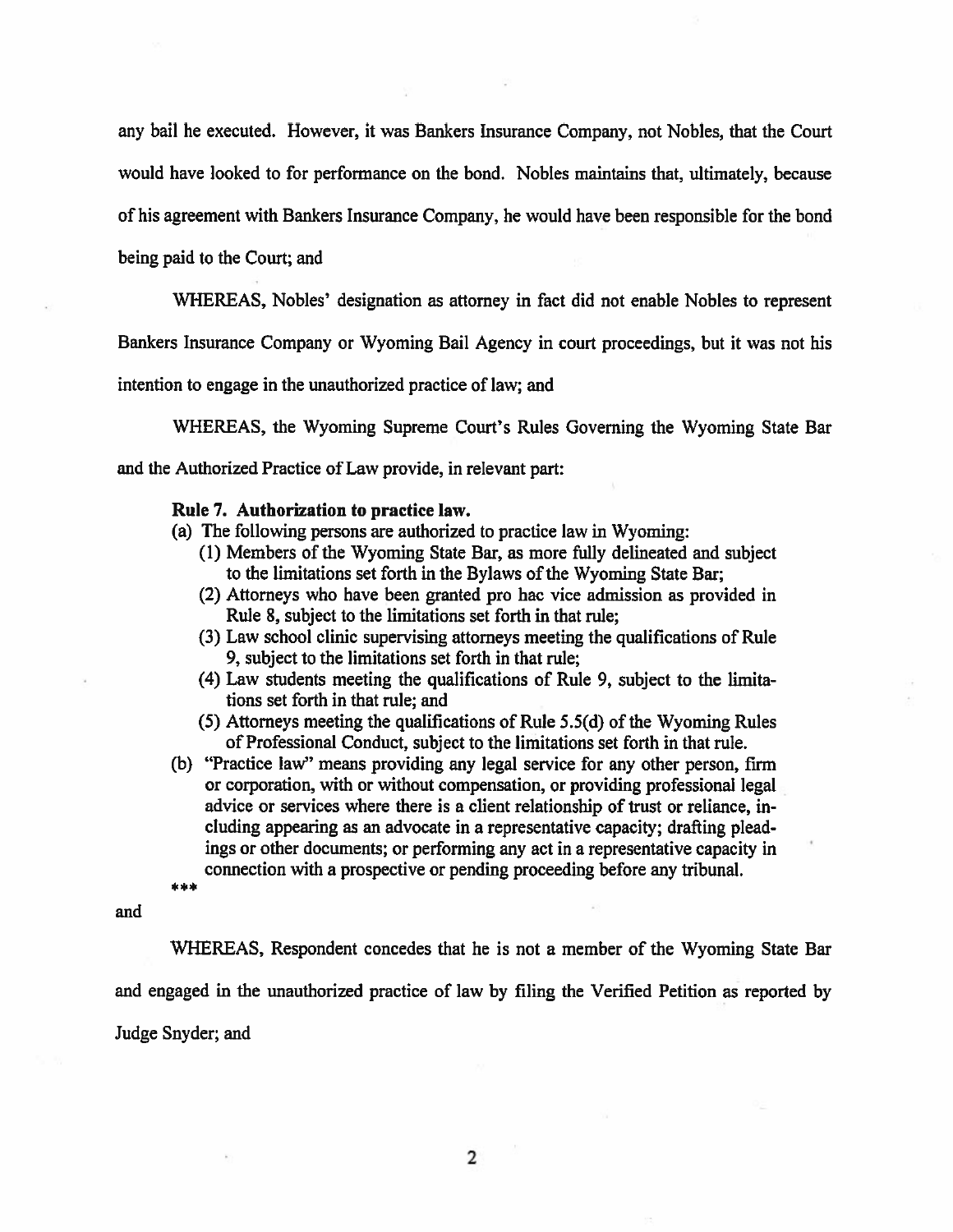any bail he executed. However, it was Bankers Insurance Company, not Nobles, that the Court would have looked to for performance on the bond. Nobles maintains that, ultimately, because of his agreement with Bankers Insurance Company, he would have been responsible for the bond being paid to the Court; and

WHEREAS, Nobles' designation as attorney in fact did not enable Nobles to represent Bankers Insurance Company or Wyoming Bail Agency in court proceedings, but it was not his intention to engage in the unauthorized practice of law; and

WHEREAS, the Wyoming Supreme Court's Rules Governing the Wyoming State Bar and the Authorized Practice of Law provide, in relevant part:

> **Rule 7. Authorization to practice law.**
>
> (a) The following persons are authorized to practice law in Wyoming:
>
> (1) Members of the Wyoming State Bar, as more fully delineated and subject to the limitations set forth in the Bylaws of the Wyoming State Bar;
>
> (2) Attorneys who have been granted pro hac vice admission as provided in Rule 8, subject to the limitations set forth in that rule;
>
> (3) Law school clinic supervising attorneys meeting the qualifications of Rule 9, subject to the limitations set forth in that rule;
>
> (4) Law students meeting the qualifications of Rule 9, subject to the limitations set forth in that rule; and
>
> (5) Attorneys meeting the qualifications of Rule 5.5(d) of the Wyoming Rules of Professional Conduct, subject to the limitations set forth in that rule.
>
> (b) "Practice law" means providing any legal service for any other person, firm or corporation, with or without compensation, or providing professional legal advice or services where there is a client relationship of trust or reliance, including appearing as an advocate in a representative capacity; drafting pleadings or other documents; or performing any act in a representative capacity in connection with a prospective or pending proceeding before any tribunal.
>
> ***

and

WHEREAS, Respondent concedes that he is not a member of the Wyoming State Bar and engaged in the unauthorized practice of law by filing the Verified Petition as reported by Judge Snyder; and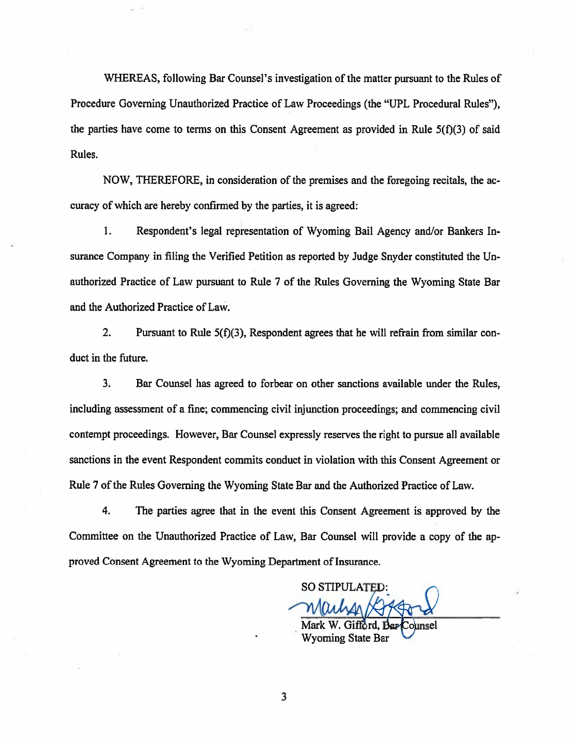WHEREAS, following Bar Counsel's investigation of the matter pursuant to the Rules of Procedure Governing Unauthorized Practice of Law Proceedings (the "UPL Procedural Rules"), the parties have come to terms on this Consent Agreement as provided in Rule 5(f)(3) of said Rules.

NOW, THEREFORE, in consideration of the premises and the foregoing recitals, the accuracy of which are hereby confirmed by the parties, it is agreed:

1. Respondent's legal representation of Wyoming Bail Agency and/or Bankers Insurance Company in filing the Verified Petition as reported by Judge Snyder constituted the Unauthorized Practice of Law pursuant to Rule 7 of the Rules Governing the Wyoming State Bar and the Authorized Practice of Law.

2. Pursuant to Rule 5(f)(3), Respondent agrees that he will refrain from similar conduct in the future.

3. Bar Counsel has agreed to forbear on other sanctions available under the Rules, including assessment of a fine; commencing civil injunction proceedings; and commencing civil contempt proceedings. However, Bar Counsel expressly reserves the right to pursue all available sanctions in the event Respondent commits conduct in violation with this Consent Agreement or Rule 7 of the Rules Governing the Wyoming State Bar and the Authorized Practice of Law.

4. The parties agree that in the event this Consent Agreement is approved by the Committee on the Unauthorized Practice of Law, Bar Counsel will provide a copy of the approved Consent Agreement to the Wyoming Department of Insurance.

SO STIPULATED:

Mark W. Gifford, Bar Counsel
Wyoming State Bar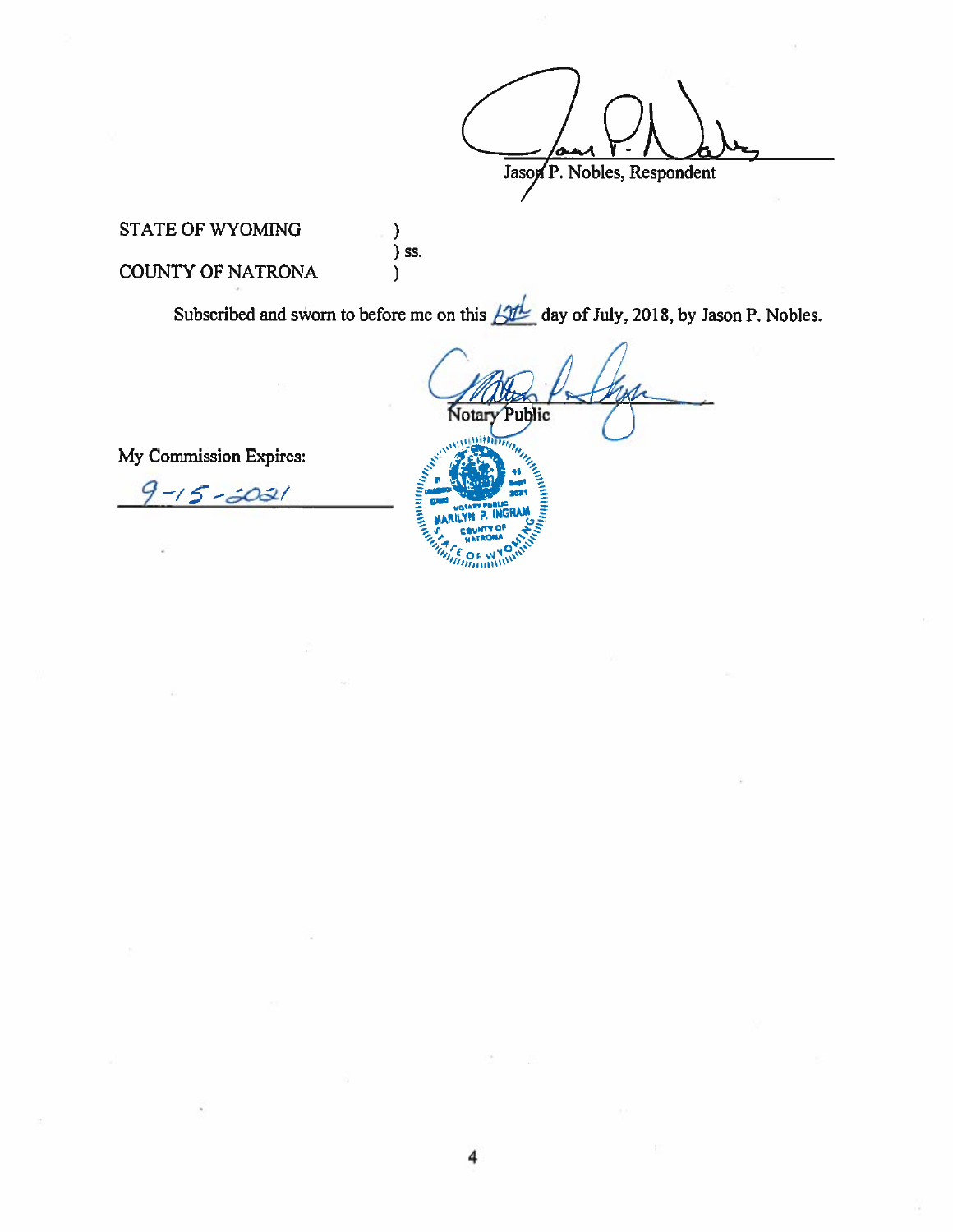Jason P. Nobles, Respondent

STATE OF WYOMING )
) ss.
COUNTY OF NATRONA )

Subscribed and sworn to before me on this 13th day of July, 2018, by Jason P. Nobles.

Notary Public

My Commission Expires:

9-15-2021

NOTARY PUBLIC
MARILYN P. INGRAM
COUNTY OF NATRONA
STATE OF WYOMING